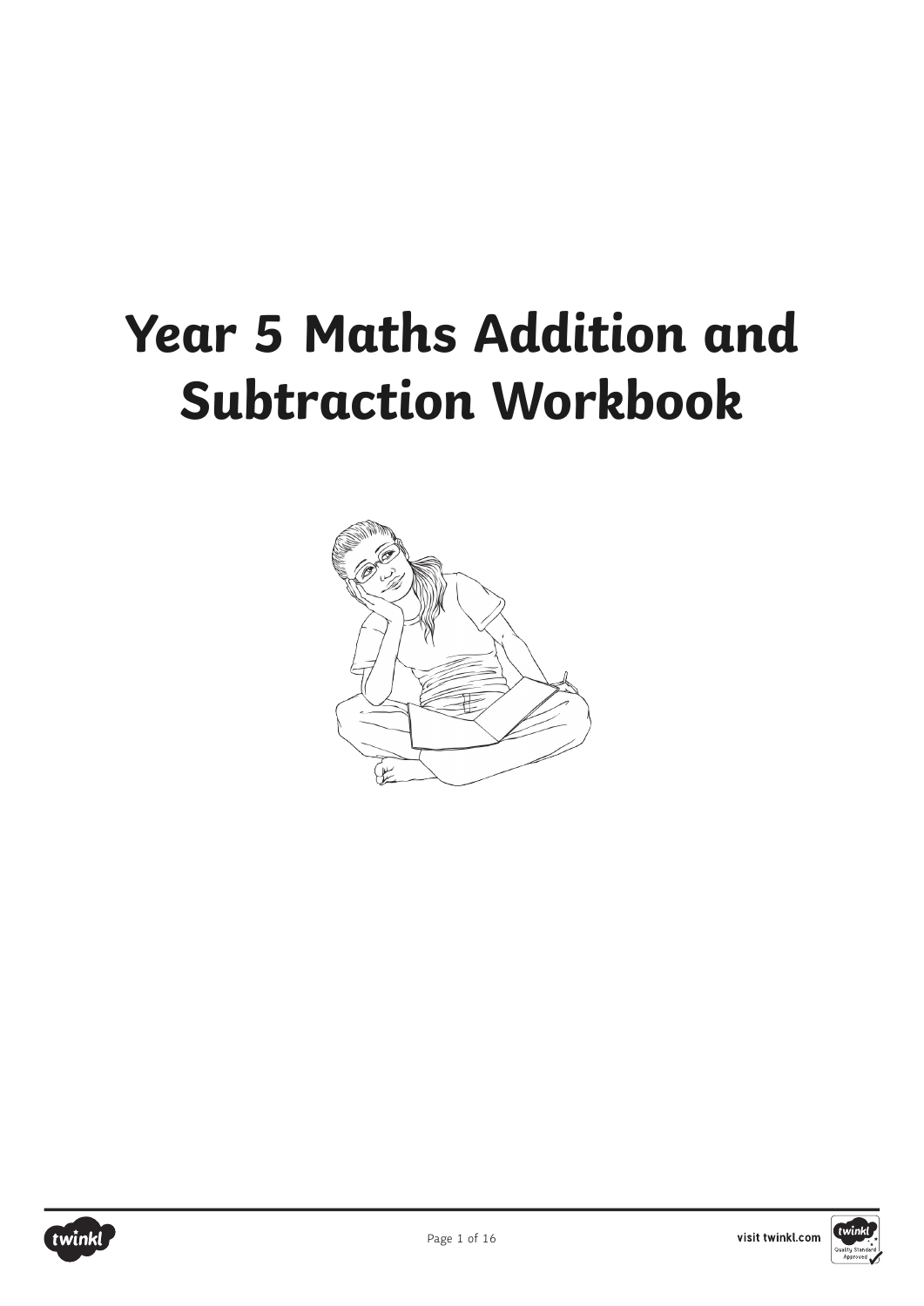# Year 5 Maths Addition and Subtraction Workbook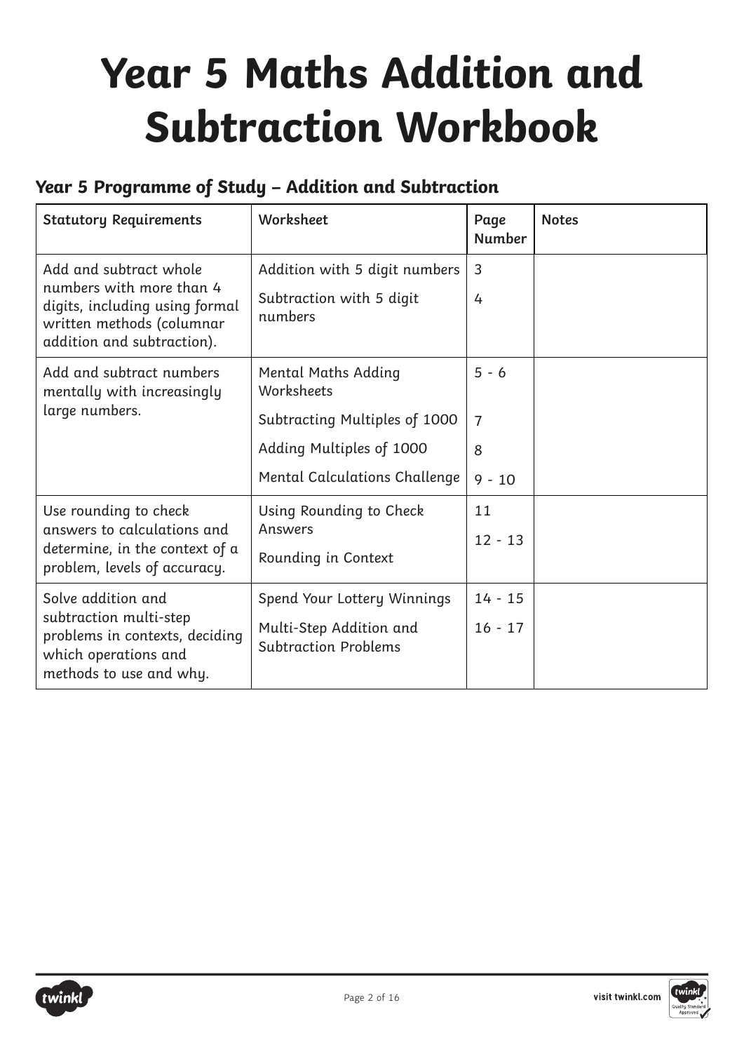# Year 5 Maths Addition and Subtraction Workbook

### Year 5 Programme of Study – Addition and Subtraction

| Statutory Requirements | Worksheet | Page Number | Notes |
| --- | --- | --- | --- |
| Add and subtract whole numbers with more than 4 digits, including using formal written methods (columnar addition and subtraction). | Addition with 5 digit numbers<br>Subtraction with 5 digit numbers | 3<br>4 | |
| Add and subtract numbers mentally with increasingly large numbers. | Mental Maths Adding Worksheets<br>Subtracting Multiples of 1000<br>Adding Multiples of 1000<br>Mental Calculations Challenge | 5 - 6<br>7<br>8<br>9 - 10 | |
| Use rounding to check answers to calculations and determine, in the context of a problem, levels of accuracy. | Using Rounding to Check Answers<br>Rounding in Context | 11<br>12 - 13 | |
| Solve addition and subtraction multi-step problems in contexts, deciding which operations and methods to use and why. | Spend Your Lottery Winnings<br>Multi-Step Addition and Subtraction Problems | 14 - 15<br>16 - 17 | |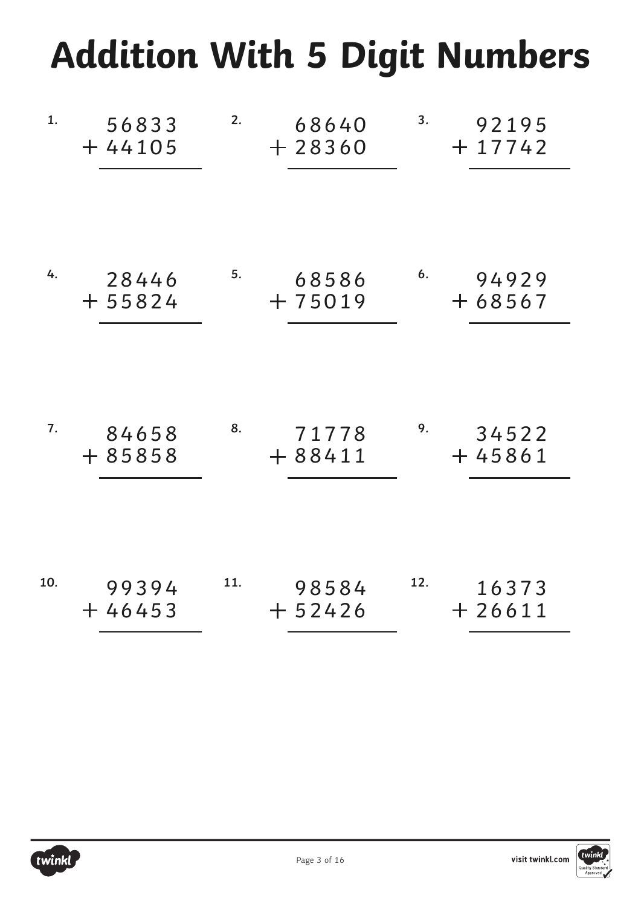# Addition With 5 Digit Numbers

1.
$$\begin{array}{r} 56833 \\ +\ 44105 \\ \hline \end{array}$$

2.
$$\begin{array}{r} 68640 \\ +\ 28360 \\ \hline \end{array}$$

3.
$$\begin{array}{r} 92195 \\ +\ 17742 \\ \hline \end{array}$$

4.
$$\begin{array}{r} 28446 \\ +\ 55824 \\ \hline \end{array}$$

5.
$$\begin{array}{r} 68586 \\ +\ 75019 \\ \hline \end{array}$$

6.
$$\begin{array}{r} 94929 \\ +\ 68567 \\ \hline \end{array}$$

7.
$$\begin{array}{r} 84658 \\ +\ 85858 \\ \hline \end{array}$$

8.
$$\begin{array}{r} 71778 \\ +\ 88411 \\ \hline \end{array}$$

9.
$$\begin{array}{r} 34522 \\ +\ 45861 \\ \hline \end{array}$$

10.
$$\begin{array}{r} 99394 \\ +\ 46453 \\ \hline \end{array}$$

11.
$$\begin{array}{r} 98584 \\ +\ 52426 \\ \hline \end{array}$$

12.
$$\begin{array}{r} 16373 \\ +\ 26611 \\ \hline \end{array}$$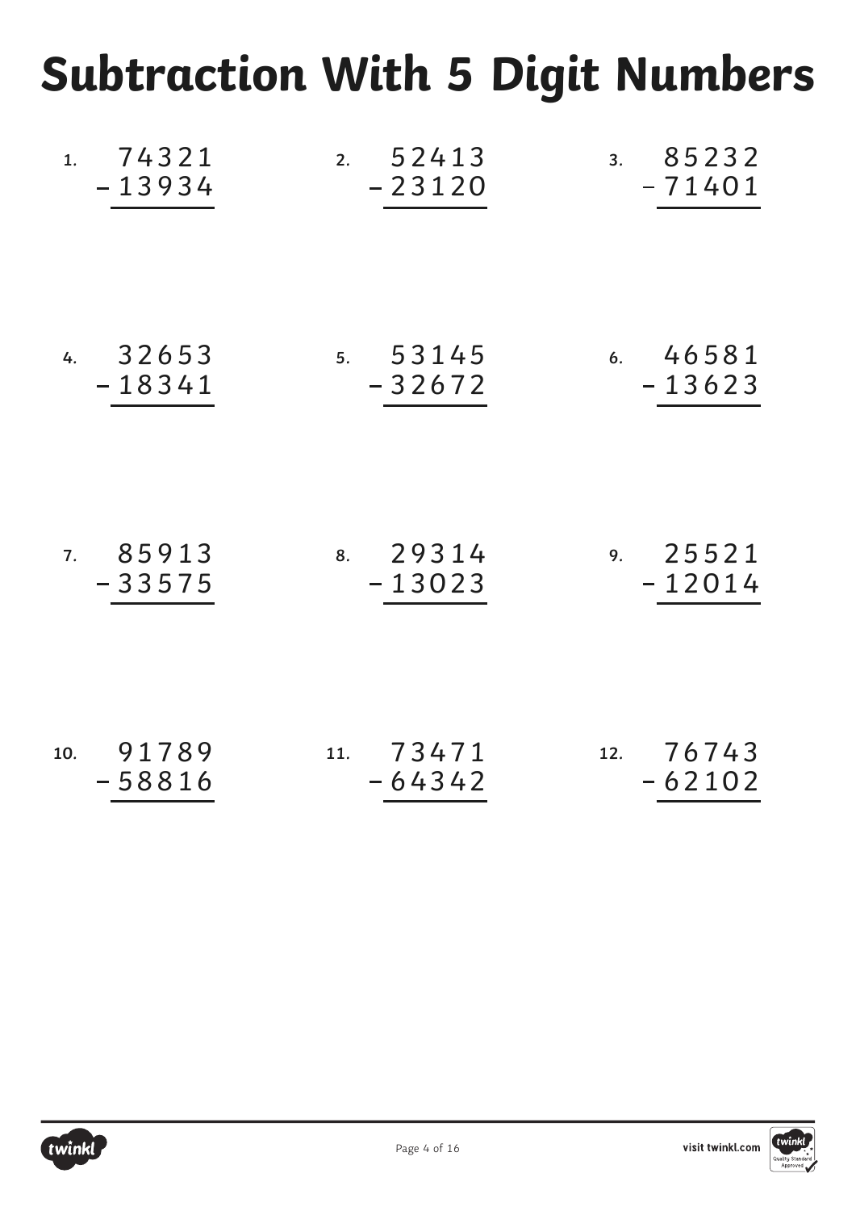# Subtraction With 5 Digit Numbers

1.
$$\begin{array}{r} 74321 \\ -\,13934 \\ \hline \end{array}$$

2.
$$\begin{array}{r} 52413 \\ -\,23120 \\ \hline \end{array}$$

3.
$$\begin{array}{r} 85232 \\ -\,71401 \\ \hline \end{array}$$

4.
$$\begin{array}{r} 32653 \\ -\,18341 \\ \hline \end{array}$$

5.
$$\begin{array}{r} 53145 \\ -\,32672 \\ \hline \end{array}$$

6.
$$\begin{array}{r} 46581 \\ -\,13623 \\ \hline \end{array}$$

7.
$$\begin{array}{r} 85913 \\ -\,33575 \\ \hline \end{array}$$

8.
$$\begin{array}{r} 29314 \\ -\,13023 \\ \hline \end{array}$$

9.
$$\begin{array}{r} 25521 \\ -\,12014 \\ \hline \end{array}$$

10.
$$\begin{array}{r} 91789 \\ -\,58816 \\ \hline \end{array}$$

11.
$$\begin{array}{r} 73471 \\ -\,64342 \\ \hline \end{array}$$

12.
$$\begin{array}{r} 76743 \\ -\,62102 \\ \hline \end{array}$$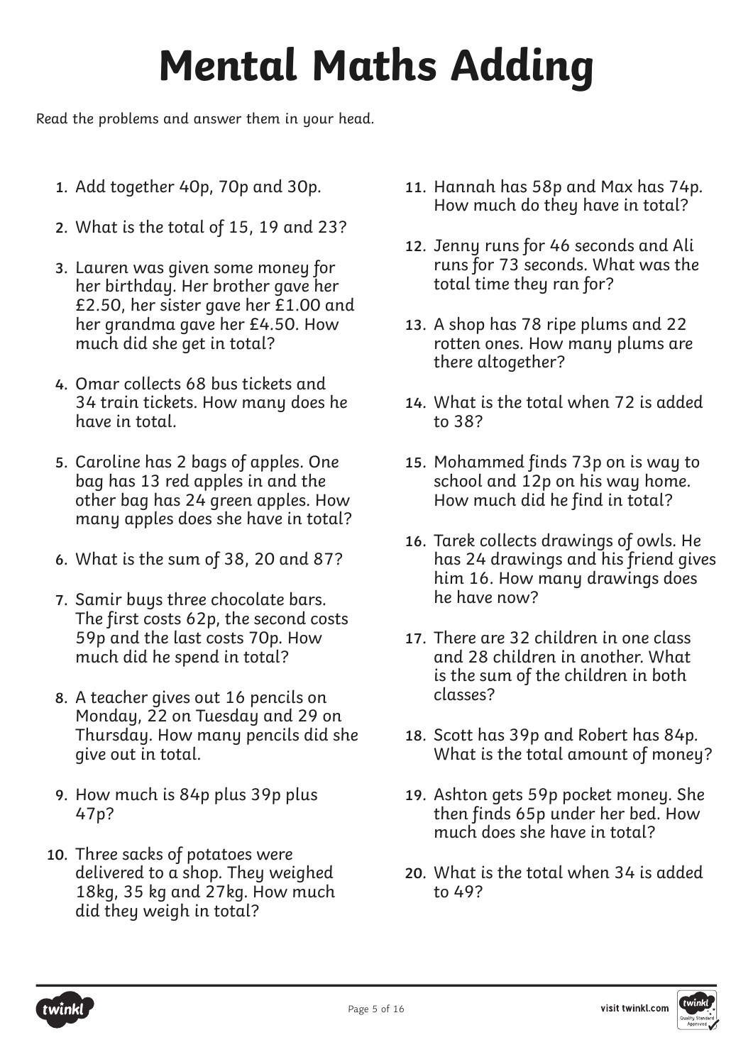# Mental Maths Adding

Read the problems and answer them in your head.

1. Add together 40p, 70p and 30p.
2. What is the total of 15, 19 and 23?
3. Lauren was given some money for her birthday. Her brother gave her £2.50, her sister gave her £1.00 and her grandma gave her £4.50. How much did she get in total?
4. Omar collects 68 bus tickets and 34 train tickets. How many does he have in total.
5. Caroline has 2 bags of apples. One bag has 13 red apples in and the other bag has 24 green apples. How many apples does she have in total?
6. What is the sum of 38, 20 and 87?
7. Samir buys three chocolate bars. The first costs 62p, the second costs 59p and the last costs 70p. How much did he spend in total?
8. A teacher gives out 16 pencils on Monday, 22 on Tuesday and 29 on Thursday. How many pencils did she give out in total.
9. How much is 84p plus 39p plus 47p?
10. Three sacks of potatoes were delivered to a shop. They weighed 18kg, 35 kg and 27kg. How much did they weigh in total?
11. Hannah has 58p and Max has 74p. How much do they have in total?
12. Jenny runs for 46 seconds and Ali runs for 73 seconds. What was the total time they ran for?
13. A shop has 78 ripe plums and 22 rotten ones. How many plums are there altogether?
14. What is the total when 72 is added to 38?
15. Mohammed finds 73p on is way to school and 12p on his way home. How much did he find in total?
16. Tarek collects drawings of owls. He has 24 drawings and his friend gives him 16. How many drawings does he have now?
17. There are 32 children in one class and 28 children in another. What is the sum of the children in both classes?
18. Scott has 39p and Robert has 84p. What is the total amount of money?
19. Ashton gets 59p pocket money. She then finds 65p under her bed. How much does she have in total?
20. What is the total when 34 is added to 49?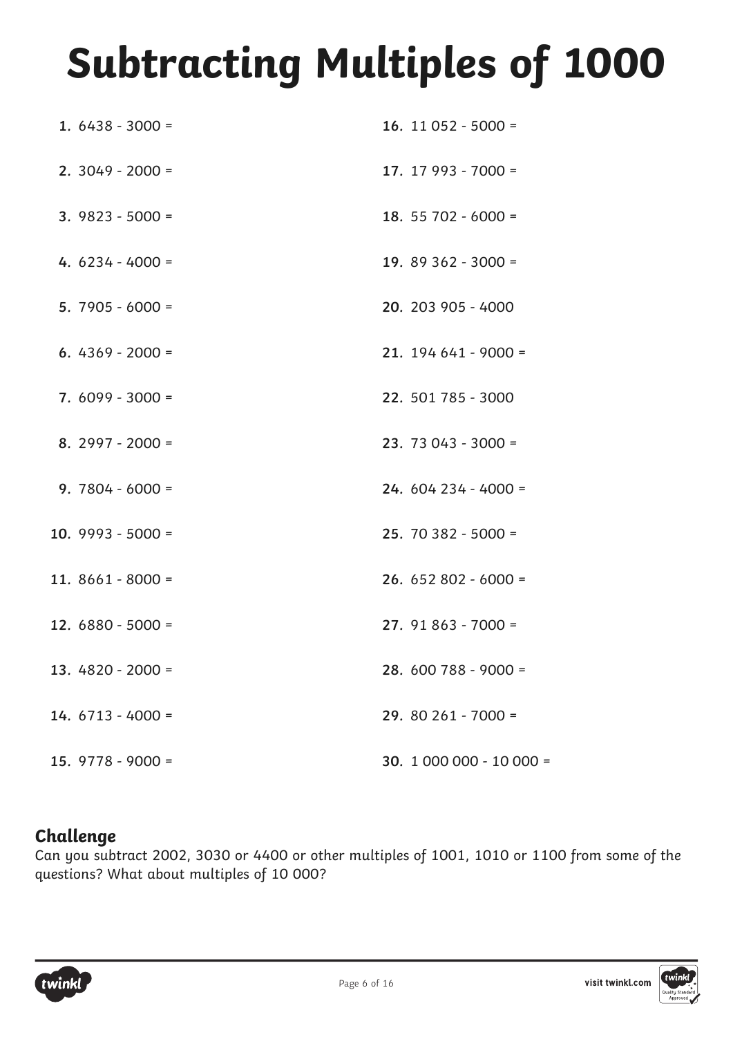# Subtracting Multiples of 1000

1. 6438 - 3000 =
2. 3049 - 2000 =
3. 9823 - 5000 =
4. 6234 - 4000 =
5. 7905 - 6000 =
6. 4369 - 2000 =
7. 6099 - 3000 =
8. 2997 - 2000 =
9. 7804 - 6000 =
10. 9993 - 5000 =
11. 8661 - 8000 =
12. 6880 - 5000 =
13. 4820 - 2000 =
14. 6713 - 4000 =
15. 9778 - 9000 =
16. 11 052 - 5000 =
17. 17 993 - 7000 =
18. 55 702 - 6000 =
19. 89 362 - 3000 =
20. 203 905 - 4000
21. 194 641 - 9000 =
22. 501 785 - 3000
23. 73 043 - 3000 =
24. 604 234 - 4000 =
25. 70 382 - 5000 =
26. 652 802 - 6000 =
27. 91 863 - 7000 =
28. 600 788 - 9000 =
29. 80 261 - 7000 =
30. 1 000 000 - 10 000 =

## Challenge

Can you subtract 2002, 3030 or 4400 or other multiples of 1001, 1010 or 1100 from some of the questions? What about multiples of 10 000?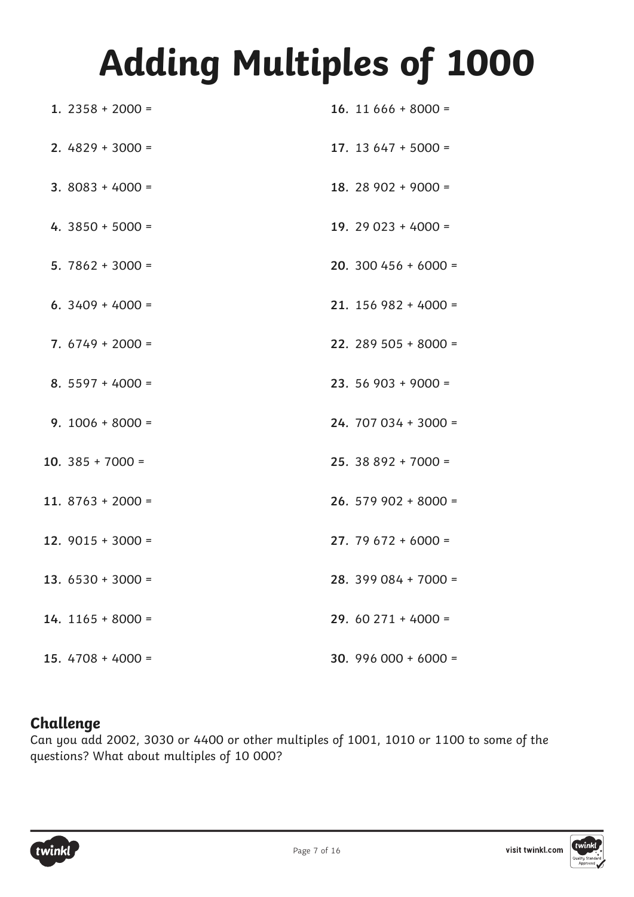# Adding Multiples of 1000

1. 2358 + 2000 =
2. 4829 + 3000 =
3. 8083 + 4000 =
4. 3850 + 5000 =
5. 7862 + 3000 =
6. 3409 + 4000 =
7. 6749 + 2000 =
8. 5597 + 4000 =
9. 1006 + 8000 =
10. 385 + 7000 =
11. 8763 + 2000 =
12. 9015 + 3000 =
13. 6530 + 3000 =
14. 1165 + 8000 =
15. 4708 + 4000 =
16. 11 666 + 8000 =
17. 13 647 + 5000 =
18. 28 902 + 9000 =
19. 29 023 + 4000 =
20. 300 456 + 6000 =
21. 156 982 + 4000 =
22. 289 505 + 8000 =
23. 56 903 + 9000 =
24. 707 034 + 3000 =
25. 38 892 + 7000 =
26. 579 902 + 8000 =
27. 79 672 + 6000 =
28. 399 084 + 7000 =
29. 60 271 + 4000 =
30. 996 000 + 6000 =

### Challenge

Can you add 2002, 3030 or 4400 or other multiples of 1001, 1010 or 1100 to some of the questions? What about multiples of 10 000?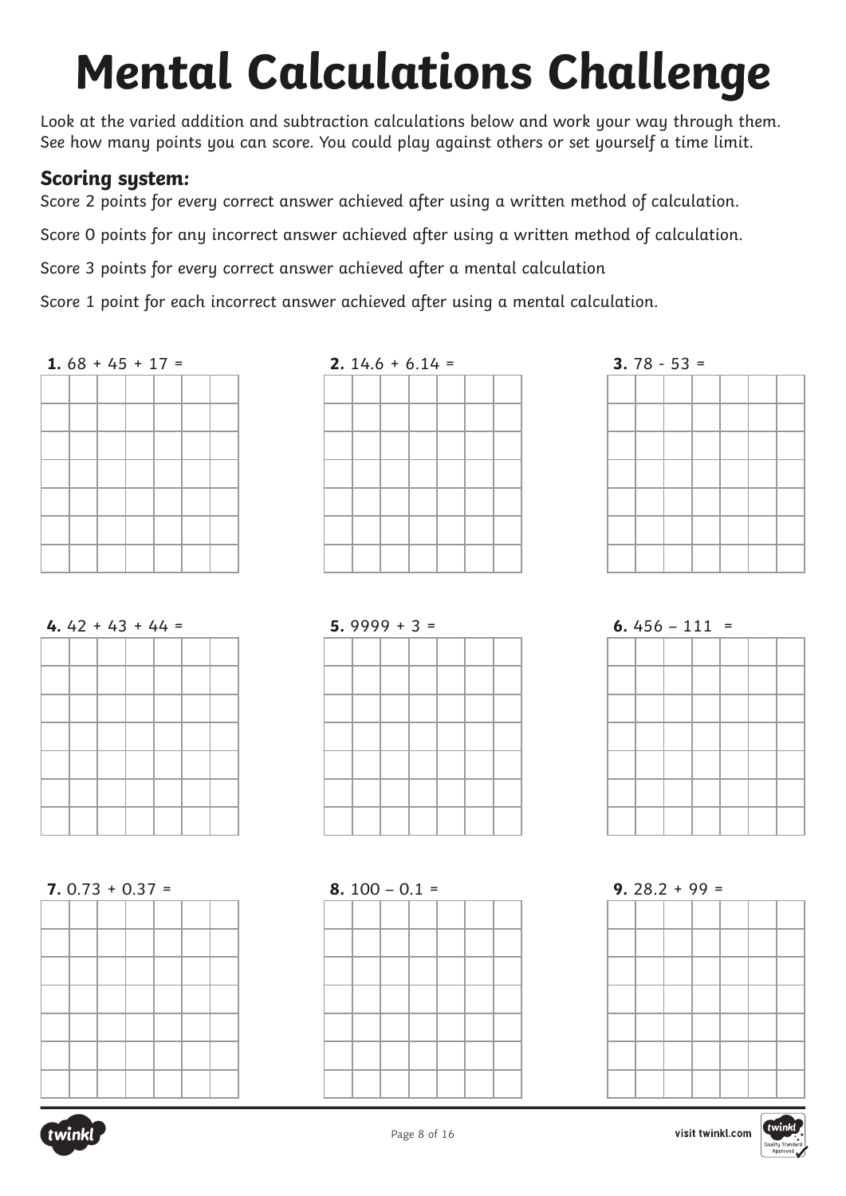# Mental Calculations Challenge

Look at the varied addition and subtraction calculations below and work your way through them. See how many points you can score. You could play against others or set yourself a time limit.

### Scoring system:

Score 2 points for every correct answer achieved after using a written method of calculation.

Score 0 points for any incorrect answer achieved after using a written method of calculation.

Score 3 points for every correct answer achieved after a mental calculation

Score 1 point for each incorrect answer achieved after using a mental calculation.

**1.** $68 + 45 + 17 =$

**2.** $14.6 + 6.14 =$

**3.** $78 - 53 =$

**4.** $42 + 43 + 44 =$

**5.** $9999 + 3 =$

**6.** $456 – 111 =$

**7.** $0.73 + 0.37 =$

**8.** $100 – 0.1 =$

**9.** $28.2 + 99 =$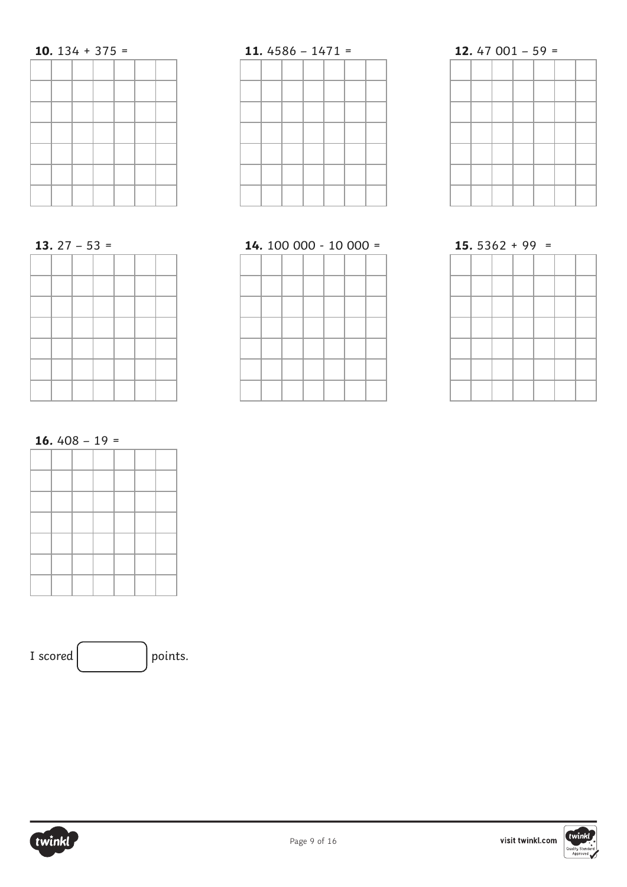**10.** 134 + 375 =

**11.** 4586 – 1471 =

**12.** 47 001 – 59 =

**13.** 27 – 53 =

**14.** 100 000 - 10 000 =

**15.** 5362 + 99 =

**16.** 408 – 19 =

I scored [ ] points.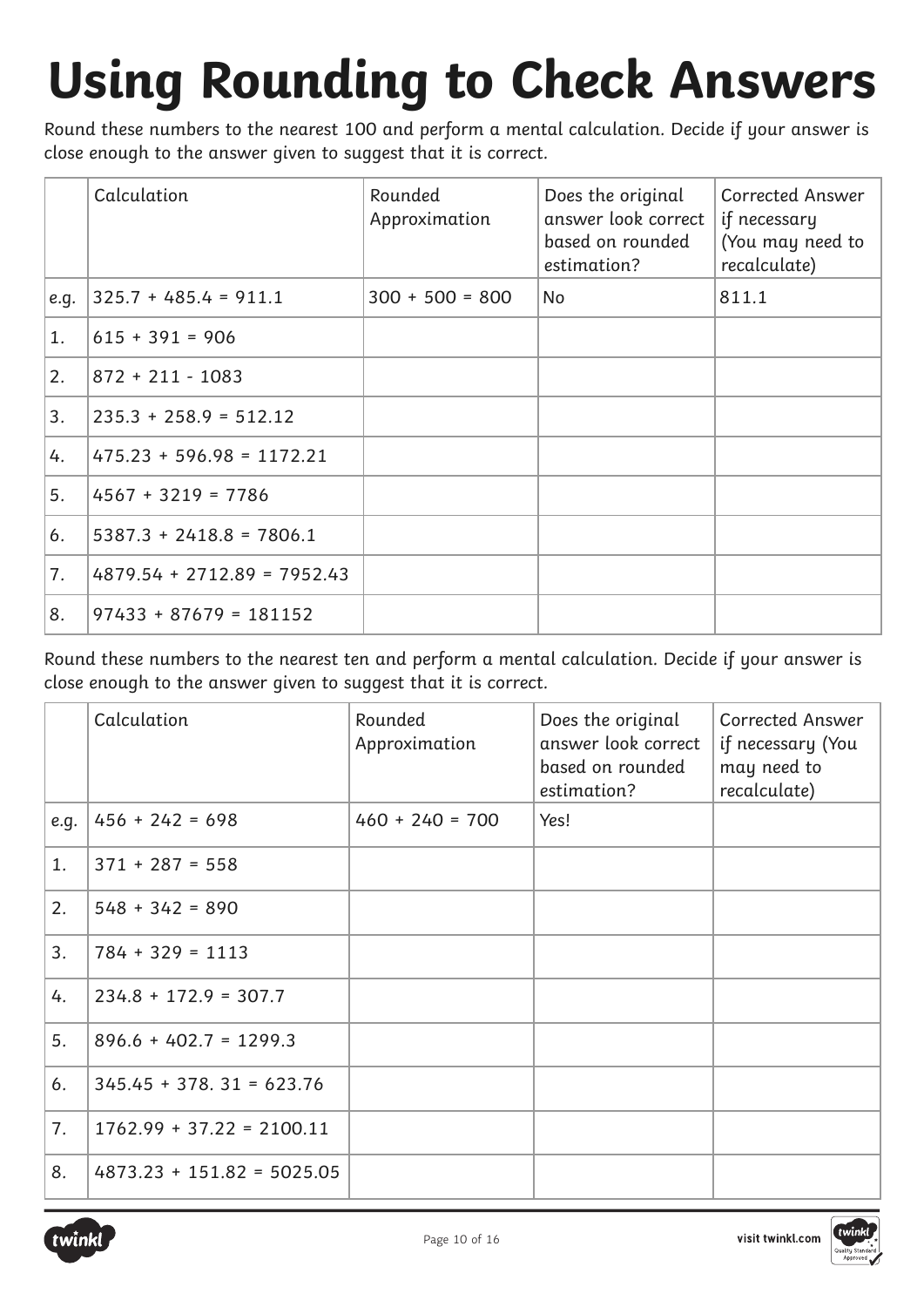# Using Rounding to Check Answers

Round these numbers to the nearest 100 and perform a mental calculation. Decide if your answer is close enough to the answer given to suggest that it is correct.

| | Calculation | Rounded Approximation | Does the original answer look correct based on rounded estimation? | Corrected Answer if necessary (You may need to recalculate) |
|---|---|---|---|---|
| e.g. | 325.7 + 485.4 = 911.1 | 300 + 500 = 800 | No | 811.1 |
| 1. | 615 + 391 = 906 | | | |
| 2. | 872 + 211 - 1083 | | | |
| 3. | 235.3 + 258.9 = 512.12 | | | |
| 4. | 475.23 + 596.98 = 1172.21 | | | |
| 5. | 4567 + 3219 = 7786 | | | |
| 6. | 5387.3 + 2418.8 = 7806.1 | | | |
| 7. | 4879.54 + 2712.89 = 7952.43 | | | |
| 8. | 97433 + 87679 = 181152 | | | |

Round these numbers to the nearest ten and perform a mental calculation. Decide if your answer is close enough to the answer given to suggest that it is correct.

| | Calculation | Rounded Approximation | Does the original answer look correct based on rounded estimation? | Corrected Answer if necessary (You may need to recalculate) |
|---|---|---|---|---|
| e.g. | 456 + 242 = 698 | 460 + 240 = 700 | Yes! | |
| 1. | 371 + 287 = 558 | | | |
| 2. | 548 + 342 = 890 | | | |
| 3. | 784 + 329 = 1113 | | | |
| 4. | 234.8 + 172.9 = 307.7 | | | |
| 5. | 896.6 + 402.7 = 1299.3 | | | |
| 6. | 345.45 + 378. 31 = 623.76 | | | |
| 7. | 1762.99 + 37.22 = 2100.11 | | | |
| 8. | 4873.23 + 151.82 = 5025.05 | | | |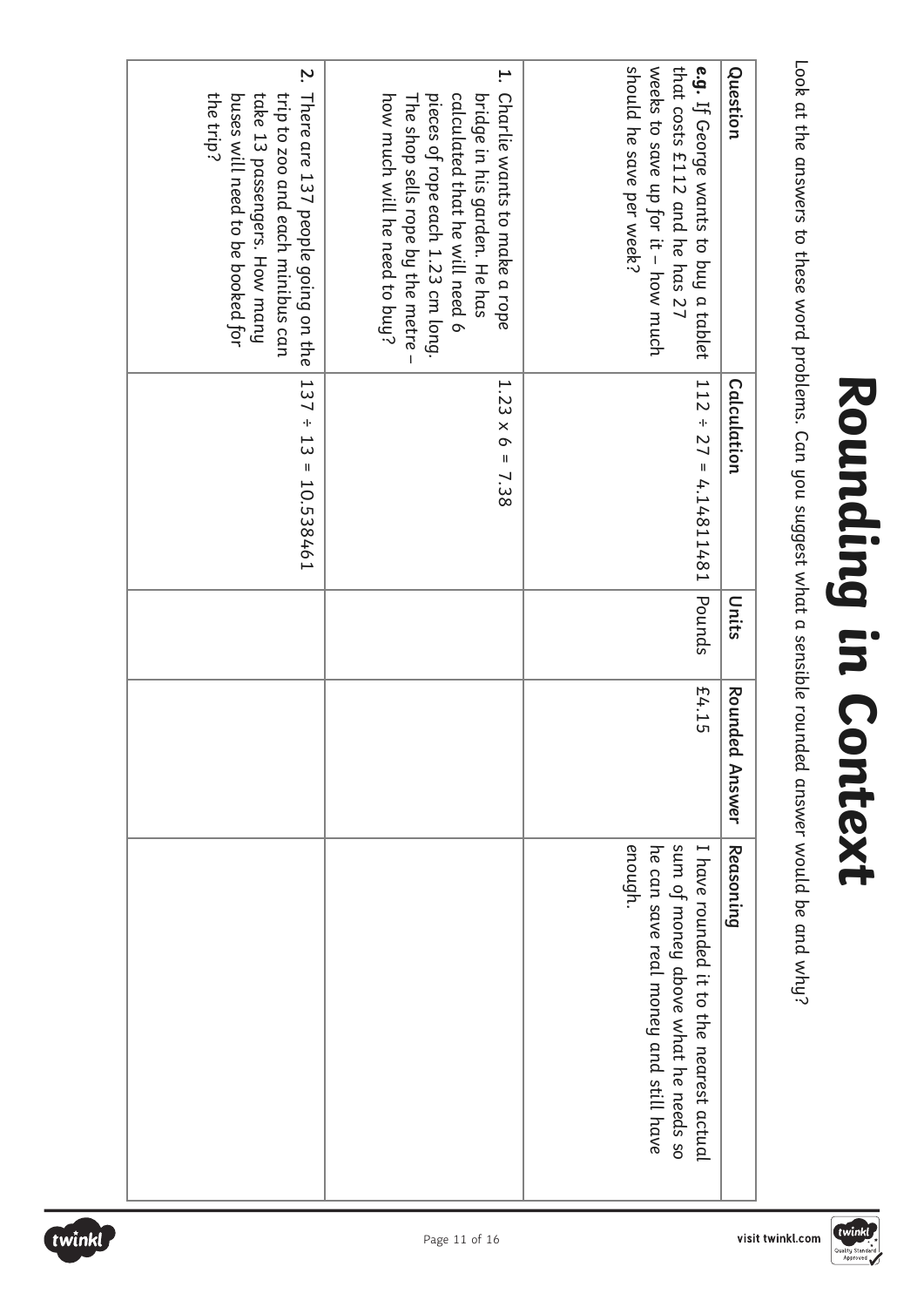# Rounding in Context

Look at the answers to these word problems. Can you suggest what a sensible rounded answer would be and why?

| Question | Calculation | Units | Rounded Answer | Reasoning |
|---|---|---|---|---|
| **e.g.** If George wants to buy a tablet that costs £112 and he has 27 weeks to save up for it – how much should he save per week? | 112 ÷ 27 = 4.14811481 | Pounds | £4.15 | I have rounded it to the nearest actual sum of money above what he needs so he can save real money and still have enough. |
| **1.** Charlie wants to make a rope bridge in his garden. He has calculated that he will need 6 pieces of rope each 1.23 cm long. The shop sells rope by the metre – how much will he need to buy? | 1.23 x 6 = 7.38 | | | |
| **2.** There are 137 people going on the trip to zoo and each minibus can take 13 passengers. How many buses will need to be booked for the trip? | 137 ÷ 13 = 10.538461 | | | |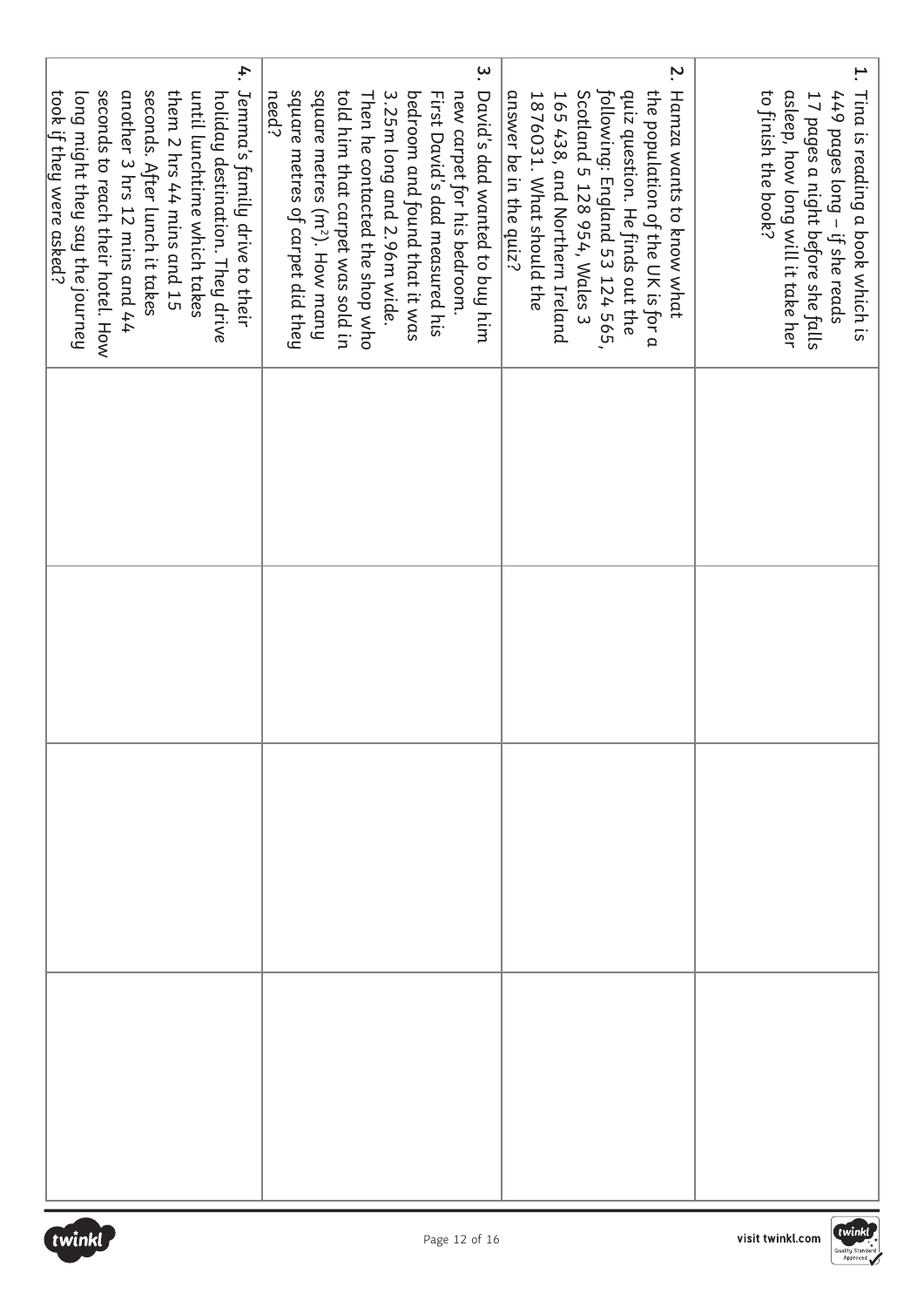| | | | | |
|---|---|---|---|---|
| **1.** Tina is reading a book which is 449 pages long – if she reads 17 pages a night before she falls asleep, how long will it take her to finish the book? | | | | |
| **2.** Hamza wants to know what the population of the UK is for a quiz question. He finds out the following: England 53 124 565, Scotland 5 128 954, Wales 3 165 438, and Northern Ireland 1876031. What should the answer be in the quiz? | | | | |
| **3.** David's dad wanted to buy him new carpet for his bedroom. First David's dad measured his bedroom and found that it was 3.25m long and 2.96m wide. Then he contacted the shop who told him that carpet was sold in square metres ($m^2$). How many square metres of carpet did they need? | | | | |
| **4.** Jemma's family drive to their holiday destination. They drive until lunchtime which takes them 2 hrs 44 mins and 15 seconds. After lunch it takes another 3 hrs 12 mins and 44 seconds to reach their hotel. How long might they say the journey took if they were asked? | | | | |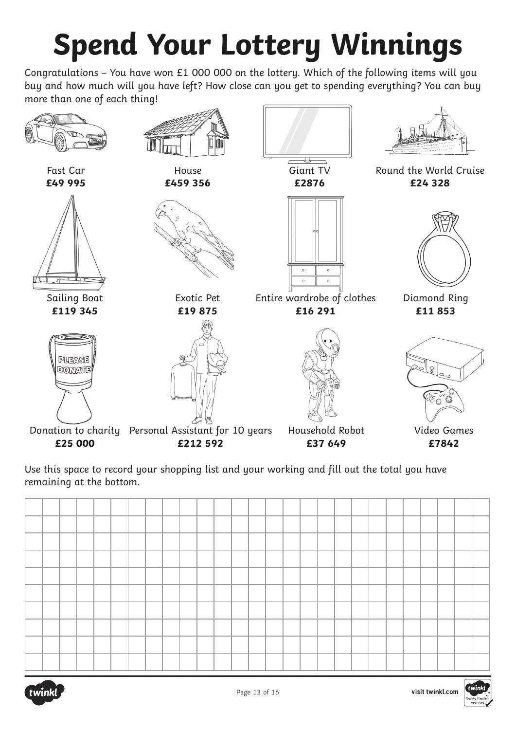# Spend Your Lottery Winnings

Congratulations – You have won £1 000 000 on the lottery. Which of the following items will you buy and how much will you have left? How close can you get to spending everything? You can buy more than one of each thing!

Fast Car
**£49 995**

House
**£459 356**

Giant TV
**£2876**

Round the World Cruise
**£24 328**

Sailing Boat
**£119 345**

Exotic Pet
**£19 875**

Entire wardrobe of clothes
**£16 291**

Diamond Ring
**£11 853**

Donation to charity
**£25 000**

Personal Assistant for 10 years
**£212 592**

Household Robot
**£37 649**

Video Games
**£7842**

Use this space to record your shopping list and your working and fill out the total you have remaining at the bottom.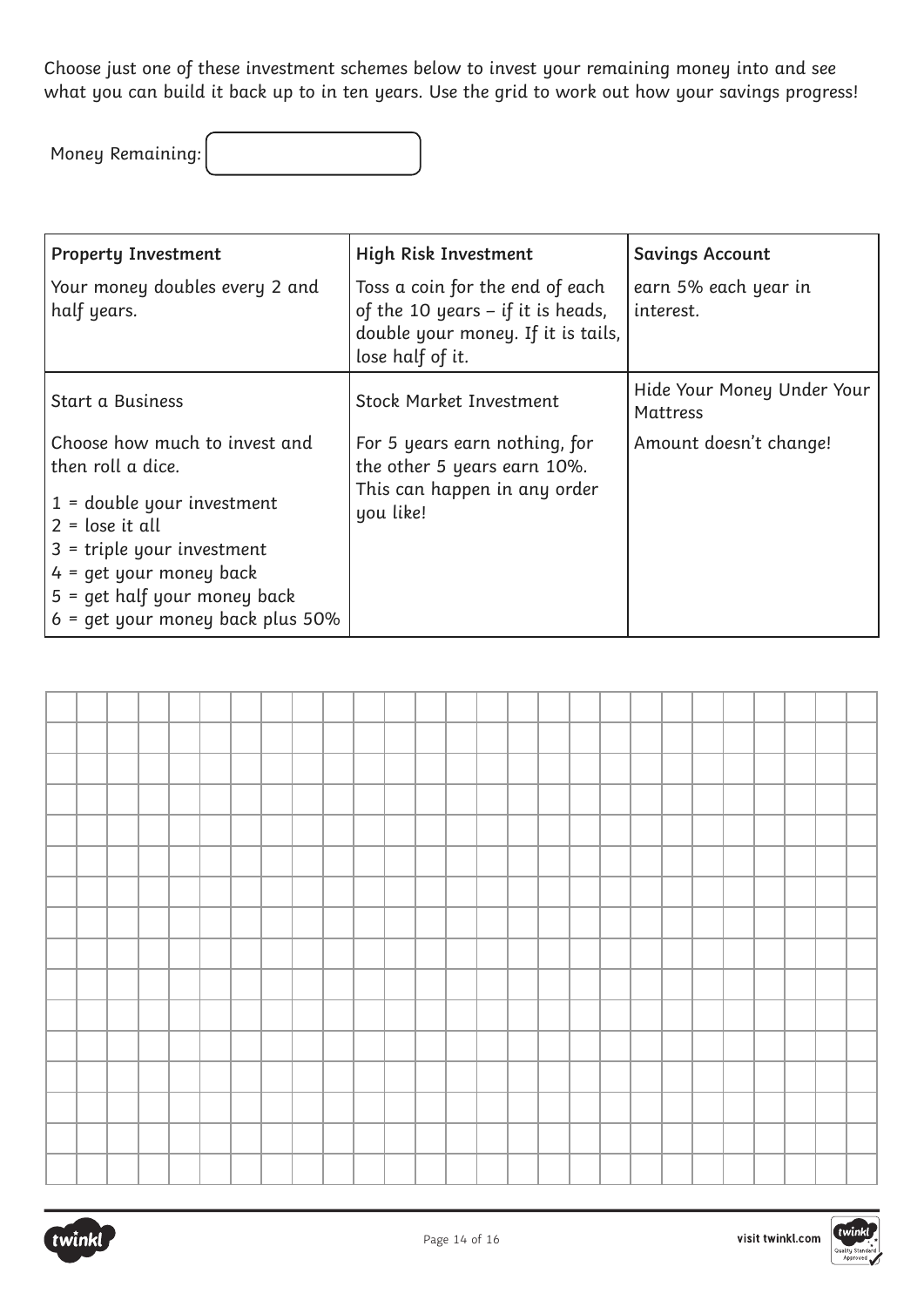Choose just one of these investment schemes below to invest your remaining money into and see what you can build it back up to in ten years. Use the grid to work out how your savings progress!

Money Remaining:

| **Property Investment**<br><br>Your money doubles every 2 and half years. | **High Risk Investment**<br><br>Toss a coin for the end of each of the 10 years – if it is heads, double your money. If it is tails, lose half of it. | **Savings Account**<br><br>earn 5% each year in interest. |
|---|---|---|
| Start a Business<br><br>Choose how much to invest and then roll a dice.<br><br>1 = double your investment<br>2 = lose it all<br>3 = triple your investment<br>4 = get your money back<br>5 = get half your money back<br>6 = get your money back plus 50% | Stock Market Investment<br><br>For 5 years earn nothing, for the other 5 years earn 10%.<br>This can happen in any order you like! | Hide Your Money Under Your Mattress<br><br>Amount doesn't change! |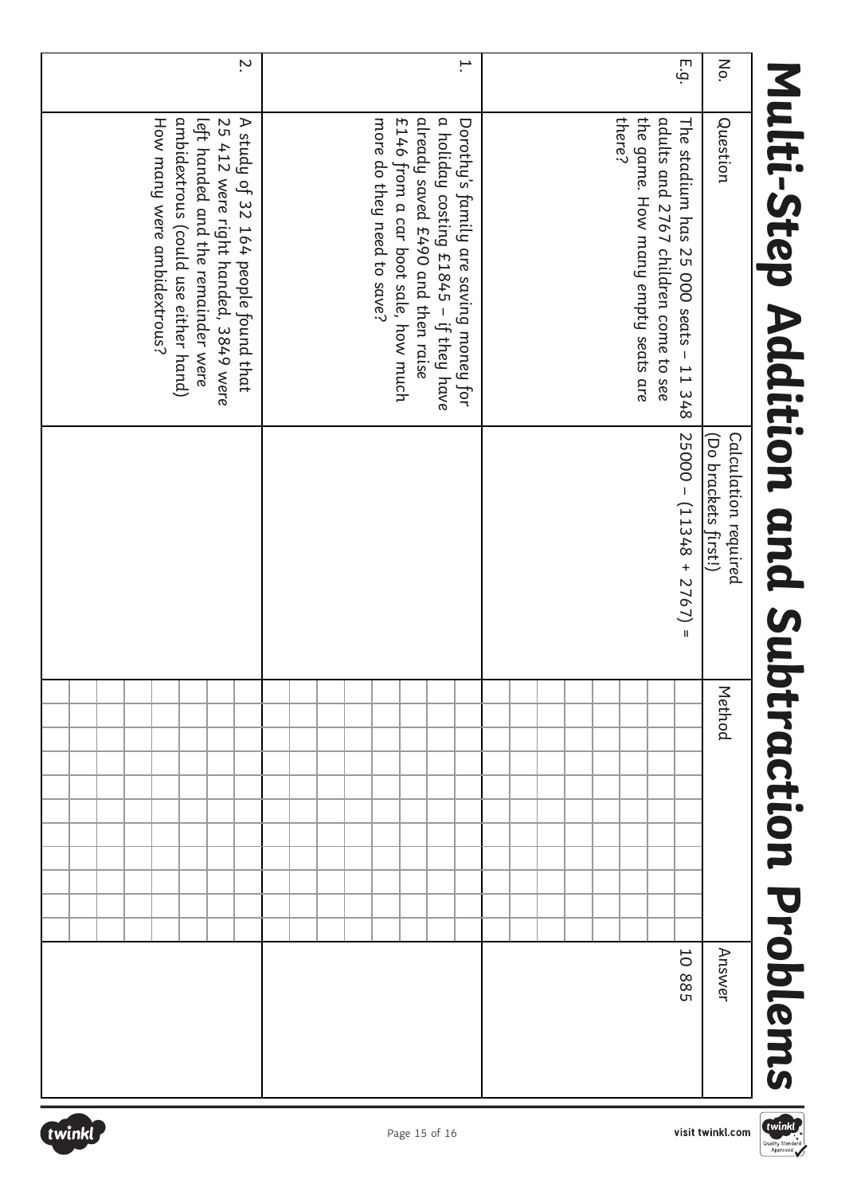# Multi-Step Addition and Subtraction Problems

| No. | Question | Calculation required (Do brackets first!) | Method | Answer |
|---|---|---|---|---|
| E.g. | The stadium has 25 000 seats – 11 348 adults and 2767 children come to see the game. How many empty seats are there? | 25000 – (11348 + 2767) = | | 10 885 |
| 1. | Dorothy's family are saving money for a holiday costing £1845 – if they have already saved £490 and then raise £146 from a car boot sale, how much more do they need to save? | | | |
| 2. | A study of 32 164 people found that 25 412 were right handed, 3849 were left handed and the remainder were ambidextrous (could use either hand) How many were ambidextrous? | | | |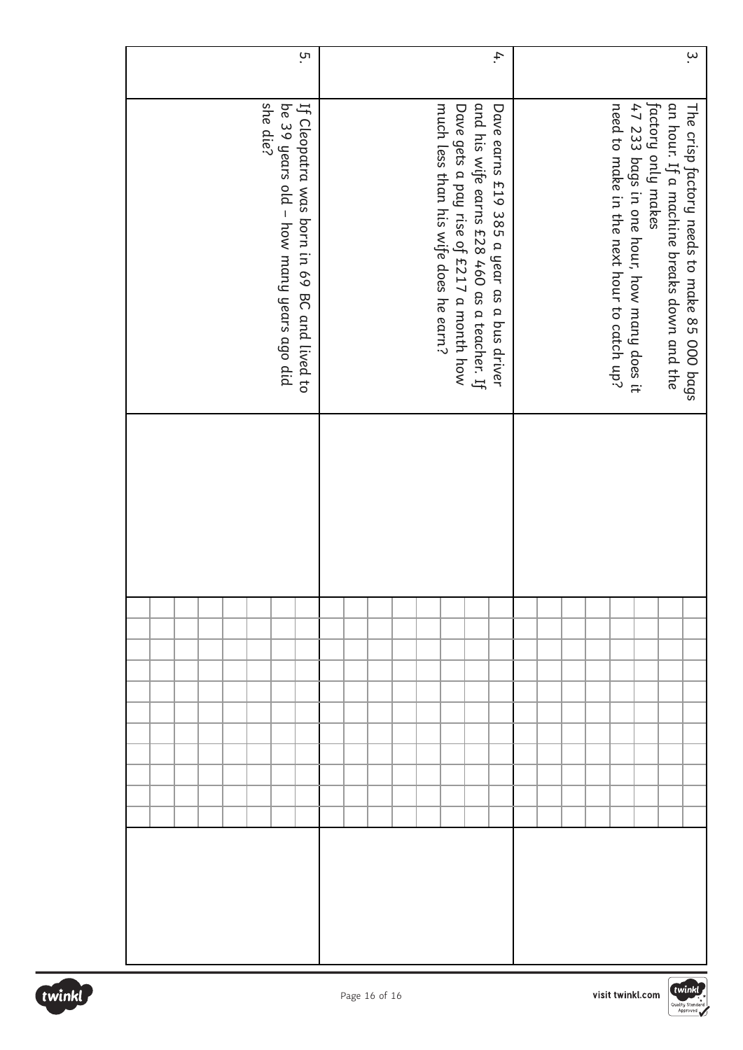3. The crisp factory needs to make 85 000 bags an hour. If a machine breaks down and the factory only makes 47 233 bags in one hour, how many does it need to make in the next hour to catch up?

4. Dave earns £19 385 a year as a bus driver and his wife earns £28 460 as a teacher. If Dave gets a pay rise of £217 a month how much less than his wife does he earn?

5. If Cleopatra was born in 69 BC and lived to be 39 years old – how many years ago did she die?